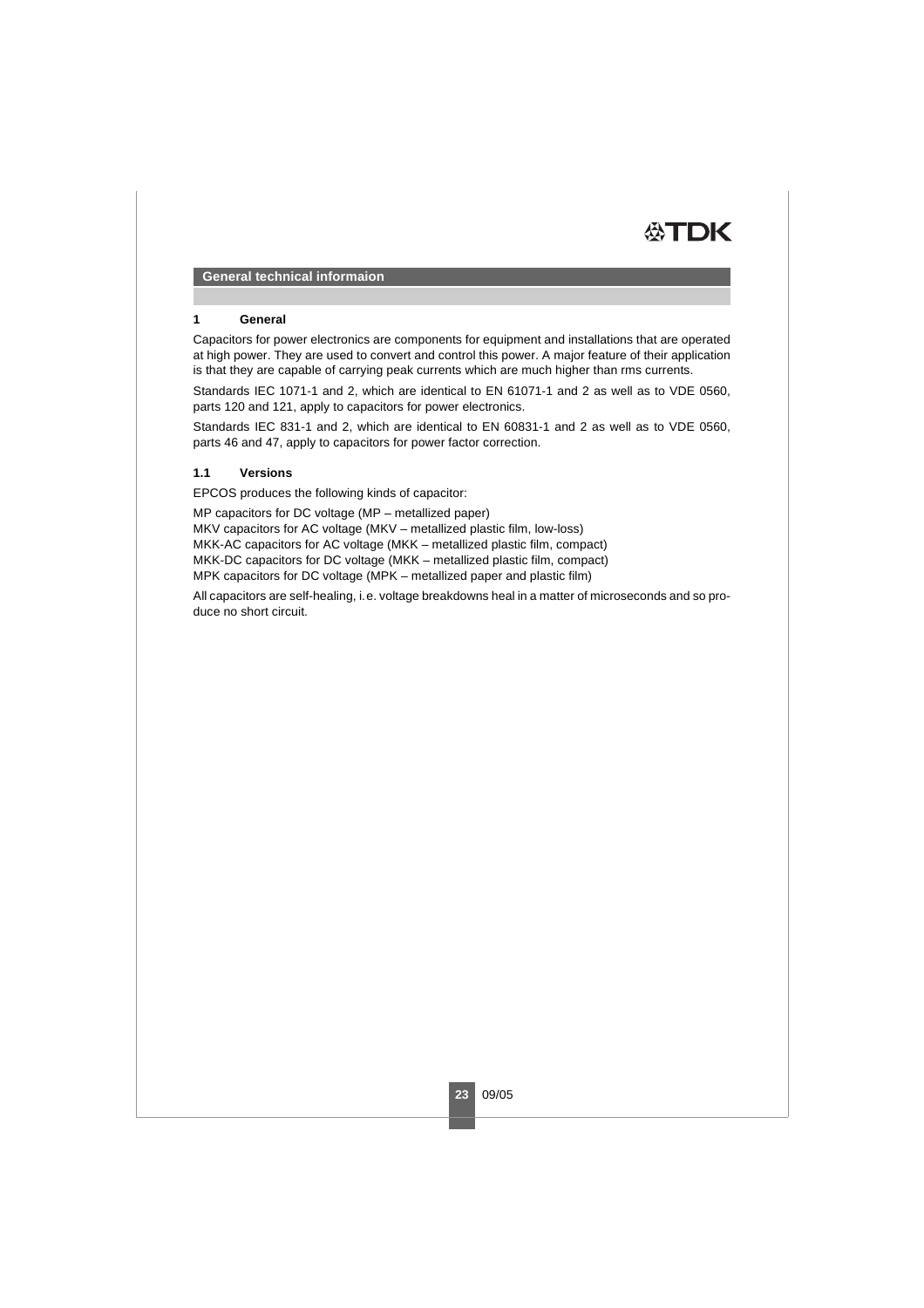## General technical informaion

### 1 General

Capacitors for power electronics are components for equipment and installations that are operated at high power. They are used to convert and control this power. A major feature of their application is that they are capable of carrying peak currents which are much higher than rms currents.

Standards IEC 1071-1 and 2, which are identical to EN 61071-1 and 2 as well as to VDE 0560, parts 120 and 121, apply to capacitors for power electronics.

Standards IEC 831-1 and 2, which are identical to EN 60831-1 and 2 as well as to VDE 0560, parts 46 and 47, apply to capacitors for power factor correction.

### 1.1 Versions

EPCOS produces the following kinds of capacitor:

MP capacitors for DC voltage (MP – metallized paper)
MKV capacitors for AC voltage (MKV – metallized plastic film, low-loss)
MKK-AC capacitors for AC voltage (MKK – metallized plastic film, compact)
MKK-DC capacitors for DC voltage (MKK – metallized plastic film, compact)
MPK capacitors for DC voltage (MPK – metallized paper and plastic film)

All capacitors are self-healing, i.e. voltage breakdowns heal in a matter of microseconds and so produce no short circuit.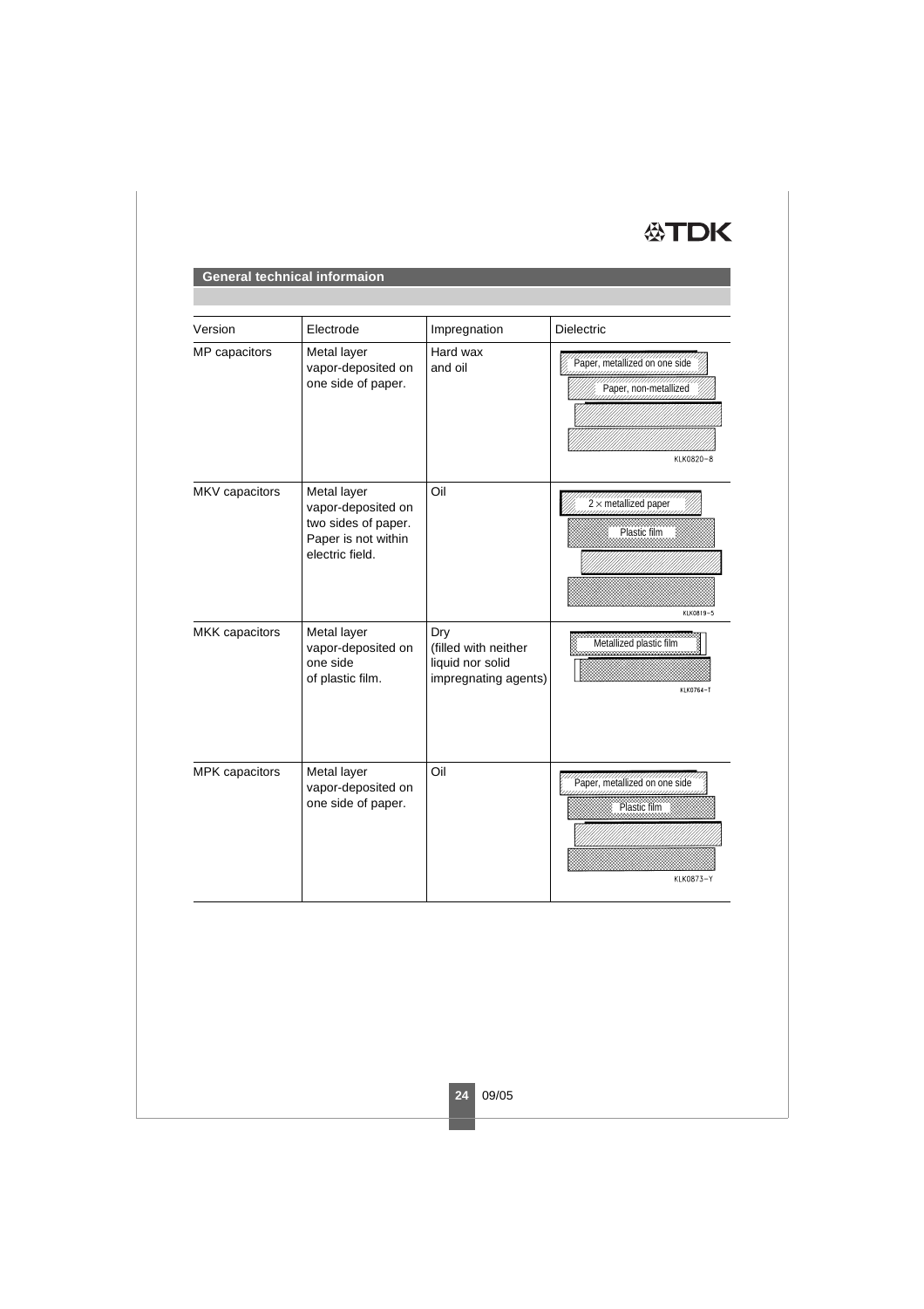## General technical informaion

| Version | Electrode | Impregnation | Dielectric |
|---|---|---|---|
| MP capacitors | Metal layer vapor-deposited on one side of paper. | Hard wax and oil | Paper, metallized on one side<br>Paper, non-metallized<br>KLK0820-8 |
| MKV capacitors | Metal layer vapor-deposited on two sides of paper. Paper is not within electric field. | Oil | 2 × metallized paper<br>Plastic film<br>KLK0819-5 |
| MKK capacitors | Metal layer vapor-deposited on one side of plastic film. | Dry (filled with neither liquid nor solid impregnating agents) | Metallized plastic film<br>KLK0764-T |
| MPK capacitors | Metal layer vapor-deposited on one side of paper. | Oil | Paper, metallized on one side<br>Plastic film<br>KLK0873-Y |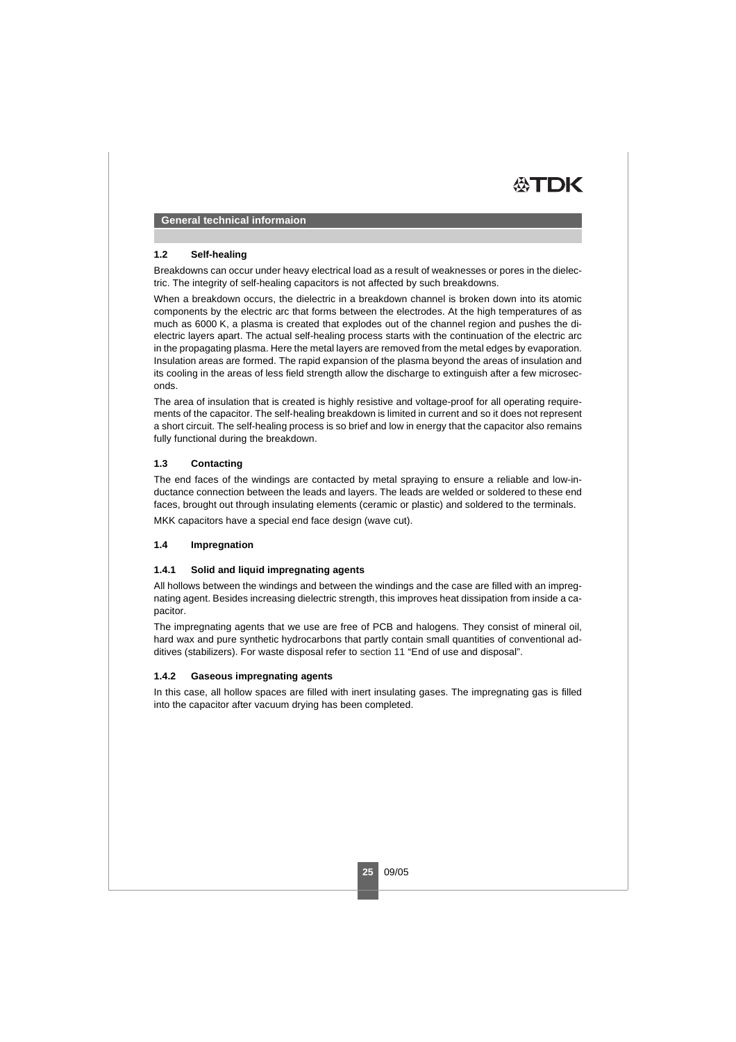## 1.2 Self-healing

Breakdowns can occur under heavy electrical load as a result of weaknesses or pores in the dielectric. The integrity of self-healing capacitors is not affected by such breakdowns.

When a breakdown occurs, the dielectric in a breakdown channel is broken down into its atomic components by the electric arc that forms between the electrodes. At the high temperatures of as much as 6000 K, a plasma is created that explodes out of the channel region and pushes the dielectric layers apart. The actual self-healing process starts with the continuation of the electric arc in the propagating plasma. Here the metal layers are removed from the metal edges by evaporation. Insulation areas are formed. The rapid expansion of the plasma beyond the areas of insulation and its cooling in the areas of less field strength allow the discharge to extinguish after a few microseconds.

The area of insulation that is created is highly resistive and voltage-proof for all operating requirements of the capacitor. The self-healing breakdown is limited in current and so it does not represent a short circuit. The self-healing process is so brief and low in energy that the capacitor also remains fully functional during the breakdown.

## 1.3 Contacting

The end faces of the windings are contacted by metal spraying to ensure a reliable and low-inductance connection between the leads and layers. The leads are welded or soldered to these end faces, brought out through insulating elements (ceramic or plastic) and soldered to the terminals.

MKK capacitors have a special end face design (wave cut).

## 1.4 Impregnation

### 1.4.1 Solid and liquid impregnating agents

All hollows between the windings and between the windings and the case are filled with an impregnating agent. Besides increasing dielectric strength, this improves heat dissipation from inside a capacitor.

The impregnating agents that we use are free of PCB and halogens. They consist of mineral oil, hard wax and pure synthetic hydrocarbons that partly contain small quantities of conventional additives (stabilizers). For waste disposal refer to section 11 "End of use and disposal".

### 1.4.2 Gaseous impregnating agents

In this case, all hollow spaces are filled with inert insulating gases. The impregnating gas is filled into the capacitor after vacuum drying has been completed.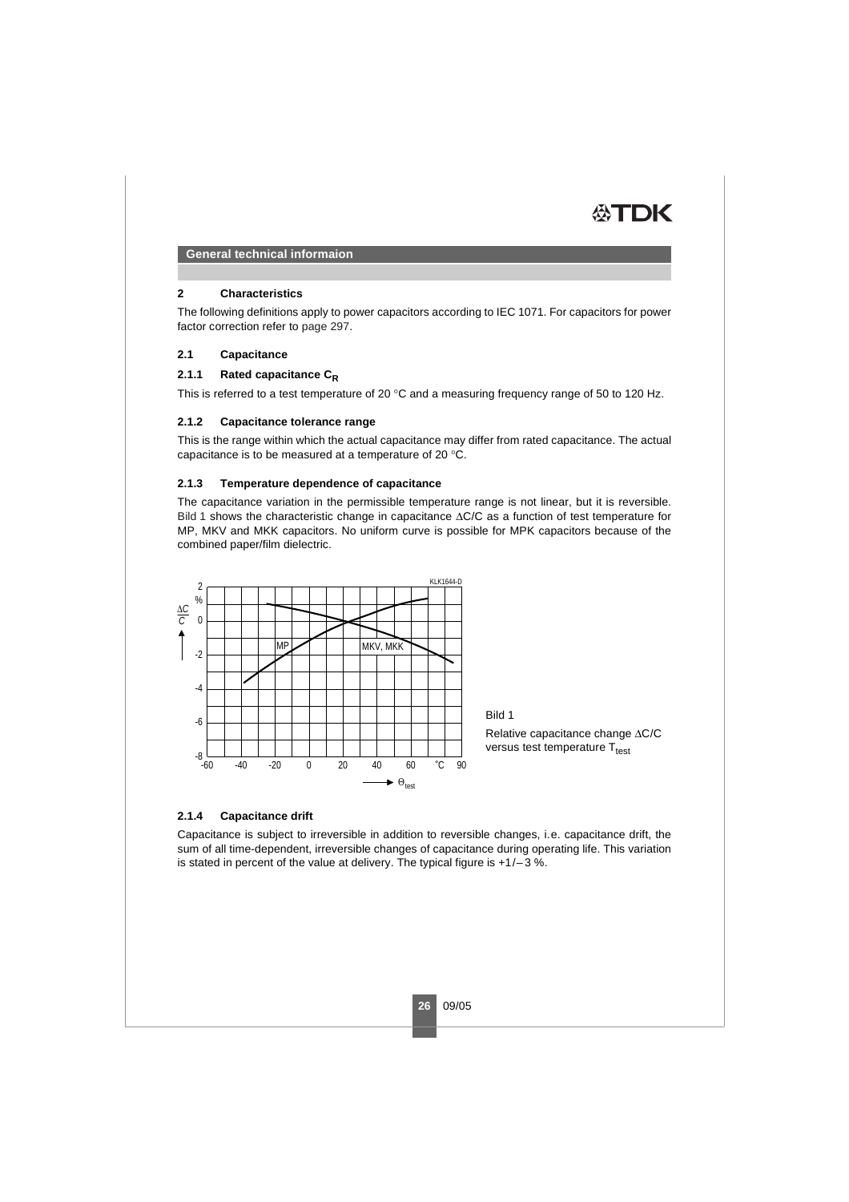## General technical informaion

### 2 Characteristics

The following definitions apply to power capacitors according to IEC 1071. For capacitors for power factor correction refer to page 297.

### 2.1 Capacitance

#### 2.1.1 Rated capacitance $C_R$

This is referred to a test temperature of 20 °C and a measuring frequency range of 50 to 120 Hz.

#### 2.1.2 Capacitance tolerance range

This is the range within which the actual capacitance may differ from rated capacitance. The actual capacitance is to be measured at a temperature of 20 °C.

#### 2.1.3 Temperature dependence of capacitance

The capacitance variation in the permissible temperature range is not linear, but it is reversible. Bild 1 shows the characteristic change in capacitance $\Delta C/C$ as a function of test temperature for MP, MKV and MKK capacitors. No uniform curve is possible for MPK capacitors because of the combined paper/film dielectric.

Bild 1

Relative capacitance change $\Delta C/C$ versus test temperature $T_{test}$

#### 2.1.4 Capacitance drift

Capacitance is subject to irreversible in addition to reversible changes, i.e. capacitance drift, the sum of all time-dependent, irreversible changes of capacitance during operating life. This variation is stated in percent of the value at delivery. The typical figure is +1/– 3 %.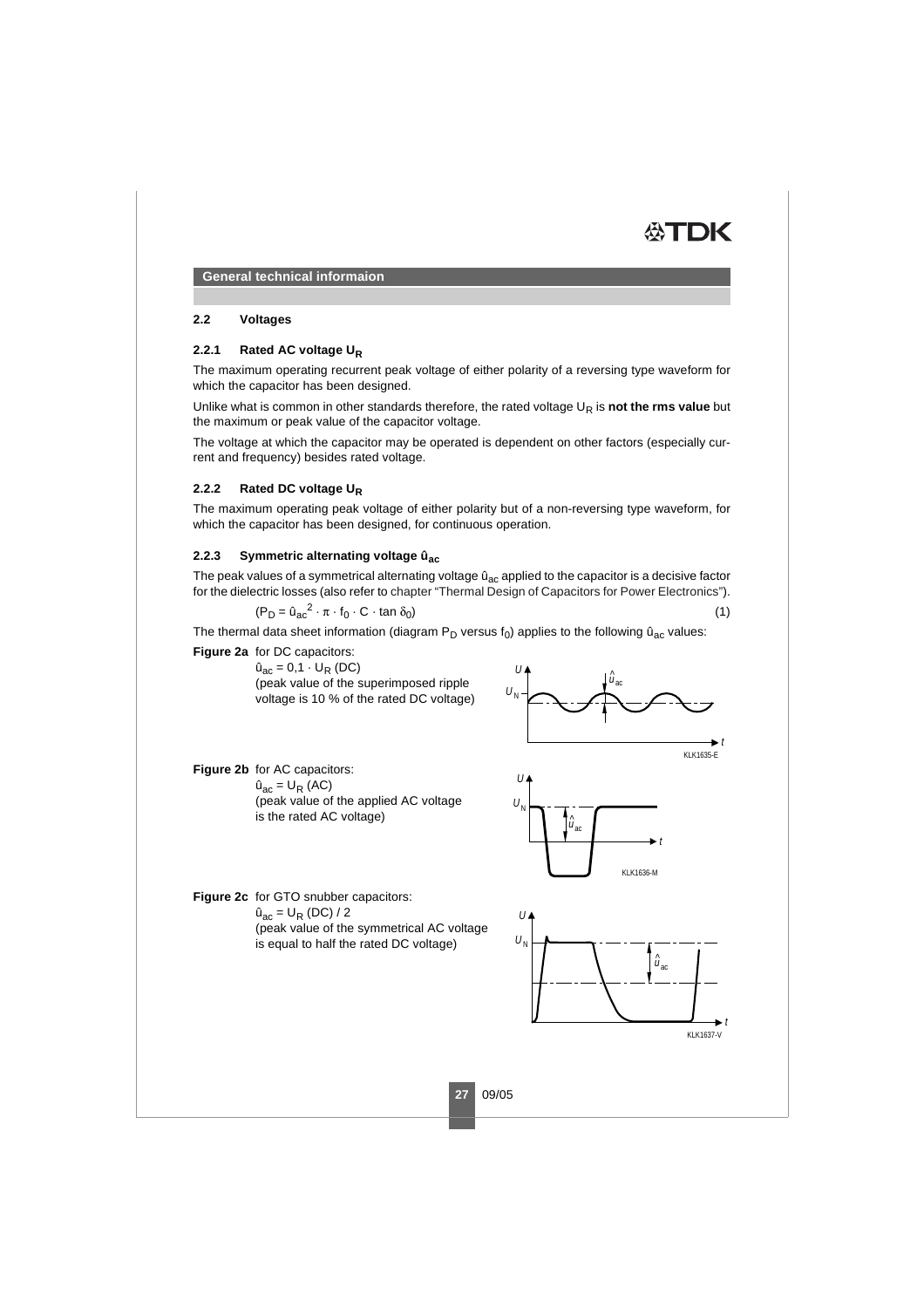**General technical informaion**

## 2.2 Voltages

### 2.2.1 Rated AC voltage $U_R$

The maximum operating recurrent peak voltage of either polarity of a reversing type waveform for which the capacitor has been designed.

Unlike what is common in other standards therefore, the rated voltage $U_R$ is **not the rms value** but the maximum or peak value of the capacitor voltage.

The voltage at which the capacitor may be operated is dependent on other factors (especially current and frequency) besides rated voltage.

### 2.2.2 Rated DC voltage $U_R$

The maximum operating peak voltage of either polarity but of a non-reversing type waveform, for which the capacitor has been designed, for continuous operation.

### 2.2.3 Symmetric alternating voltage $\hat{u}_{ac}$

The peak values of a symmetrical alternating voltage $\hat{u}_{ac}$ applied to the capacitor is a decisive factor for the dielectric losses (also refer to chapter "Thermal Design of Capacitors for Power Electronics").

$$(P_D = \hat{u}_{ac}^2 \cdot \pi \cdot f_0 \cdot C \cdot \tan \delta_0) \qquad (1)$$

The thermal data sheet information (diagram $P_D$ versus $f_0$) applies to the following $\hat{u}_{ac}$ values:

**Figure 2a** for DC capacitors:
$\hat{u}_{ac} = 0{,}1 \cdot U_R$ (DC)
(peak value of the superimposed ripple voltage is 10 % of the rated DC voltage)

KLK1635-E

**Figure 2b** for AC capacitors:
$\hat{u}_{ac} = U_R$ (AC)
(peak value of the applied AC voltage is the rated AC voltage)

KLK1636-M

**Figure 2c** for GTO snubber capacitors:
$\hat{u}_{ac} = U_R$ (DC) / 2
(peak value of the symmetrical AC voltage is equal to half the rated DC voltage)

KLK1637-V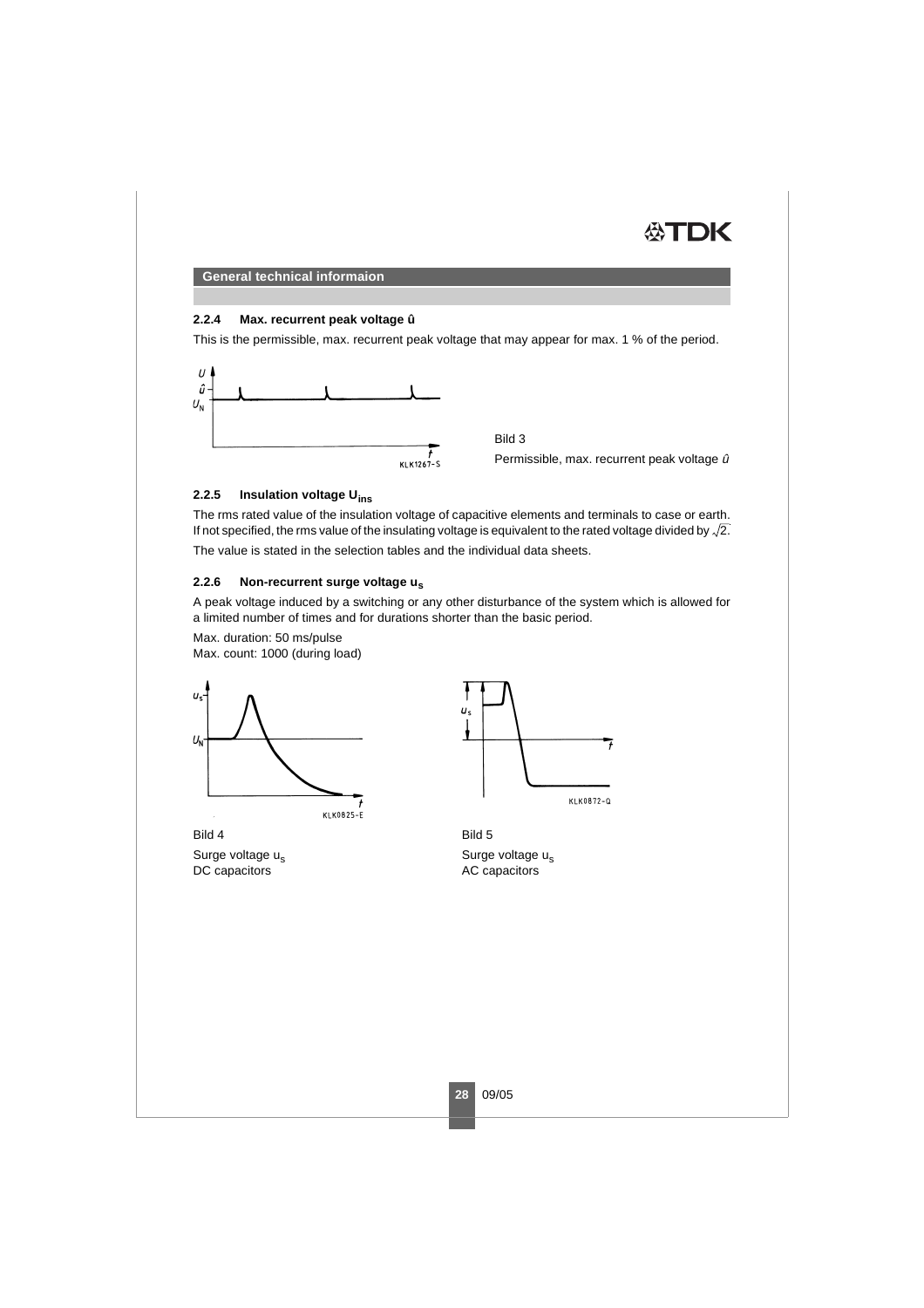## General technical informaion

### 2.2.4 Max. recurrent peak voltage û

This is the permissible, max. recurrent peak voltage that may appear for max. 1 % of the period.

Bild 3

Permissible, max. recurrent peak voltage $\hat{u}$

### 2.2.5 Insulation voltage $U_{ins}$

The rms rated value of the insulation voltage of capacitive elements and terminals to case or earth. If not specified, the rms value of the insulating voltage is equivalent to the rated voltage divided by $\sqrt{2}$.

The value is stated in the selection tables and the individual data sheets.

### 2.2.6 Non-recurrent surge voltage $u_s$

A peak voltage induced by a switching or any other disturbance of the system which is allowed for a limited number of times and for durations shorter than the basic period.

Max. duration: 50 ms/pulse
Max. count: 1000 (during load)

Bild 4

Surge voltage $u_s$
DC capacitors

Bild 5

Surge voltage $u_s$
AC capacitors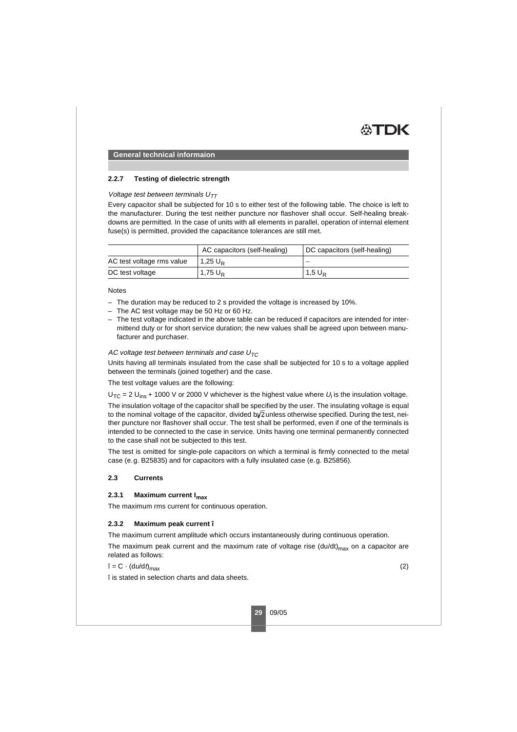**General technical informaion**

### 2.2.7 Testing of dielectric strength

*Voltage test between terminals $U_{TT}$*

Every capacitor shall be subjected for 10 s to either test of the following table. The choice is left to the manufacturer. During the test neither puncture nor flashover shall occur. Self-healing breakdowns are permitted. In the case of units with all elements in parallel, operation of internal element fuse(s) is permitted, provided the capacitance tolerances are still met.

| | AC capacitors (self-healing) | DC capacitors (self-healing) |
|---|---|---|
| AC test voltage rms value | 1,25 $U_R$ | – |
| DC test voltage | 1,75 $U_R$ | 1,5 $U_R$ |

Notes

- The duration may be reduced to 2 s provided the voltage is increased by 10%.
- The AC test voltage may be 50 Hz or 60 Hz.
- The test voltage indicated in the above table can be reduced if capacitors are intended for intermittend duty or for short service duration; the new values shall be agreed upon between manufacturer and purchaser.

*AC voltage test between terminals and case $U_{TC}$*

Units having all terminals insulated from the case shall be subjected for 10 s to a voltage applied between the terminals (joined together) and the case.

The test voltage values are the following:

$U_{TC} = 2\ U_{ins} + 1000$ V or 2000 V whichever is the highest value where $U_i$ is the insulation voltage.

The insulation voltage of the capacitor shall be specified by the user. The insulating voltage is equal to the nominal voltage of the capacitor, divided by $\sqrt{2}$ unless otherwise specified. During the test, neither puncture nor flashover shall occur. The test shall be performed, even if one of the terminals is intended to be connected to the case in service. Units having one terminal permanently connected to the case shall not be subjected to this test.

The test is omitted for single-pole capacitors on which a terminal is firmly connected to the metal case (e.g. B25835) and for capacitors with a fully insulated case (e.g. B25856).

## 2.3 Currents

### 2.3.1 Maximum current $I_{max}$

The maximum rms current for continuous operation.

### 2.3.2 Maximum peak current $\hat{i}$

The maximum current amplitude which occurs instantaneously during continuous operation.

The maximum peak current and the maximum rate of voltage rise $(du/dt)_{max}$ on a capacitor are related as follows:

$$\hat{i} = C \cdot (du/dt)_{max} \qquad (2)$$

$\hat{i}$ is stated in selection charts and data sheets.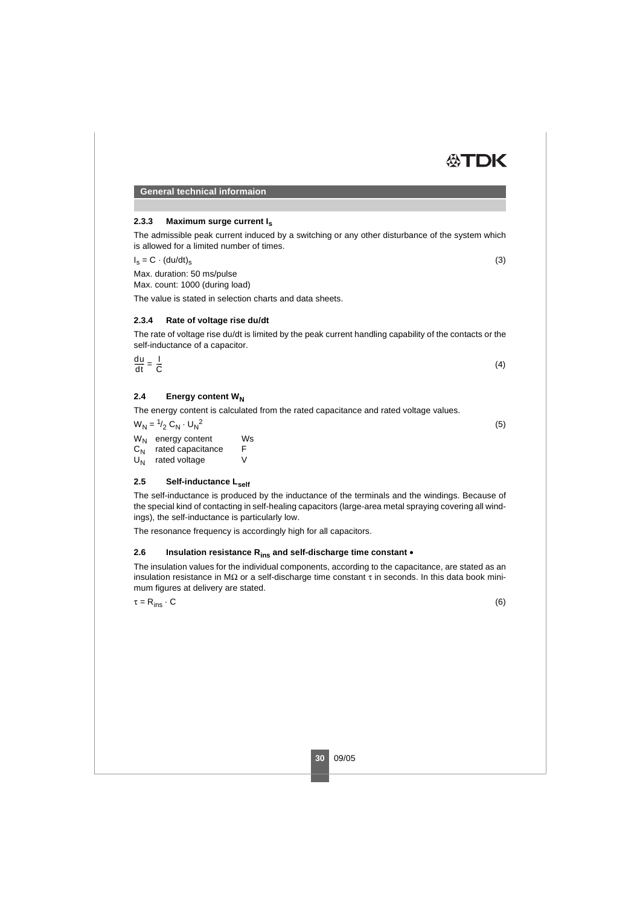General technical informaion

### 2.3.3 Maximum surge current $I_s$

The admissible peak current induced by a switching or any other disturbance of the system which is allowed for a limited number of times.

$$I_s = C \cdot (du/dt)_s \qquad (3)$$

Max. duration: 50 ms/pulse
Max. count: 1000 (during load)

The value is stated in selection charts and data sheets.

### 2.3.4 Rate of voltage rise du/dt

The rate of voltage rise du/dt is limited by the peak current handling capability of the contacts or the self-inductance of a capacitor.

$$\frac{du}{dt} = \frac{I}{C} \qquad (4)$$

## 2.4 Energy content $W_N$

The energy content is calculated from the rated capacitance and rated voltage values.

$$W_N = {}^1/_2\, C_N \cdot U_N^2 \qquad (5)$$

| | | |
|---|---|---|
| $W_N$ | energy content | Ws |
| $C_N$ | rated capacitance | F |
| $U_N$ | rated voltage | V |

## 2.5 Self-inductance $L_{self}$

The self-inductance is produced by the inductance of the terminals and the windings. Because of the special kind of contacting in self-healing capacitors (large-area metal spraying covering all windings), the self-inductance is particularly low.

The resonance frequency is accordingly high for all capacitors.

## 2.6 Insulation resistance $R_{ins}$ and self-discharge time constant •

The insulation values for the individual components, according to the capacitance, are stated as an insulation resistance in MΩ or a self-discharge time constant $\tau$ in seconds. In this data book minimum figures at delivery are stated.

$$\tau = R_{ins} \cdot C \qquad (6)$$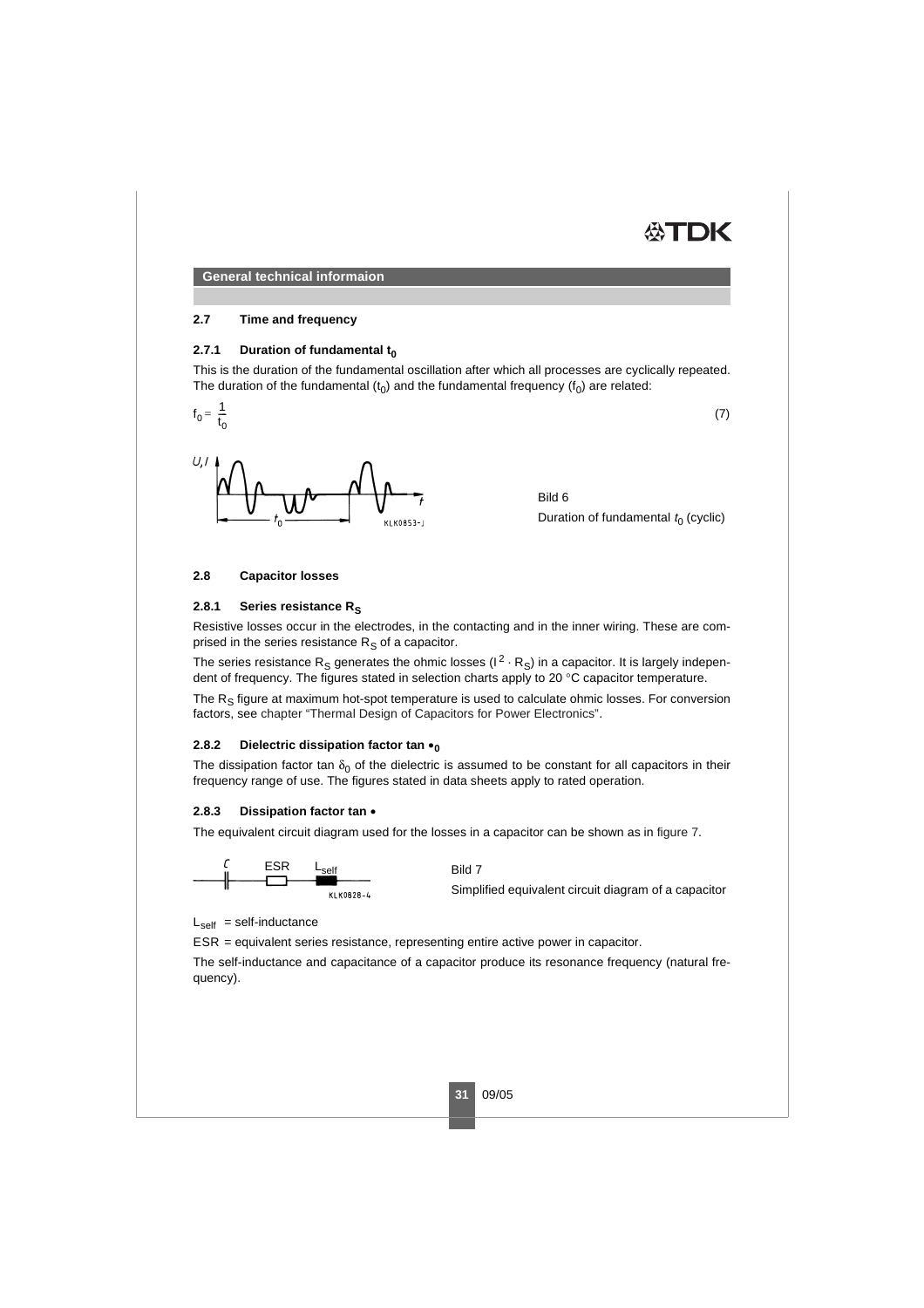## General technical informaion

### 2.7 Time and frequency

#### 2.7.1 Duration of fundamental $t_0$

This is the duration of the fundamental oscillation after which all processes are cyclically repeated. The duration of the fundamental ($t_0$) and the fundamental frequency ($f_0$) are related:

$$f_0 = \frac{1}{t_0} \tag{7}$$

Bild 6
Duration of fundamental $t_0$ (cyclic)

### 2.8 Capacitor losses

#### 2.8.1 Series resistance $R_S$

Resistive losses occur in the electrodes, in the contacting and in the inner wiring. These are comprised in the series resistance $R_S$ of a capacitor.

The series resistance $R_S$ generates the ohmic losses ($I^2 \cdot R_S$) in a capacitor. It is largely independent of frequency. The figures stated in selection charts apply to 20 °C capacitor temperature.

The $R_S$ figure at maximum hot-spot temperature is used to calculate ohmic losses. For conversion factors, see chapter "Thermal Design of Capacitors for Power Electronics".

#### 2.8.2 Dielectric dissipation factor tan $\delta_0$

The dissipation factor tan $\delta_0$ of the dielectric is assumed to be constant for all capacitors in their frequency range of use. The figures stated in data sheets apply to rated operation.

#### 2.8.3 Dissipation factor tan $\delta$

The equivalent circuit diagram used for the losses in a capacitor can be shown as in figure 7.

Bild 7
Simplified equivalent circuit diagram of a capacitor

$L_{self}$ = self-inductance

ESR = equivalent series resistance, representing entire active power in capacitor.

The self-inductance and capacitance of a capacitor produce its resonance frequency (natural frequency).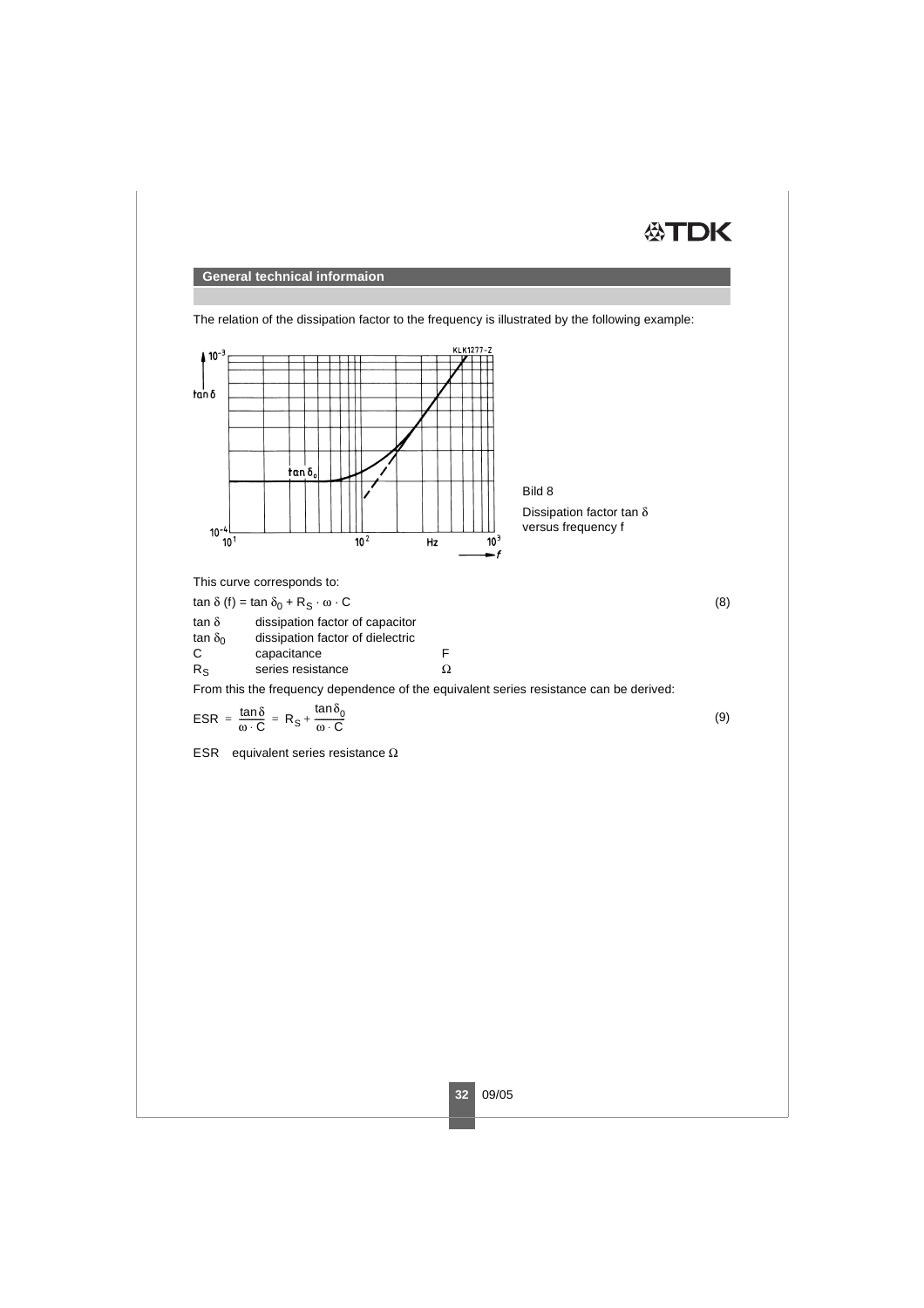## General technical informaion

The relation of the dissipation factor to the frequency is illustrated by the following example:

Bild 8

Dissipation factor $\tan \delta$ versus frequency f

This curve corresponds to:

$$\tan \delta (f) = \tan \delta_0 + R_S \cdot \omega \cdot C \tag{8}$$

| | | |
|---|---|---|
| $\tan \delta$ | dissipation factor of capacitor | |
| $\tan \delta_0$ | dissipation factor of dielectric | |
| $C$ | capacitance | F |
| $R_S$ | series resistance | Ω |

From this the frequency dependence of the equivalent series resistance can be derived:

$$ESR = \frac{\tan \delta}{\omega \cdot C} = R_S + \frac{\tan \delta_0}{\omega \cdot C} \tag{9}$$

ESR equivalent series resistance Ω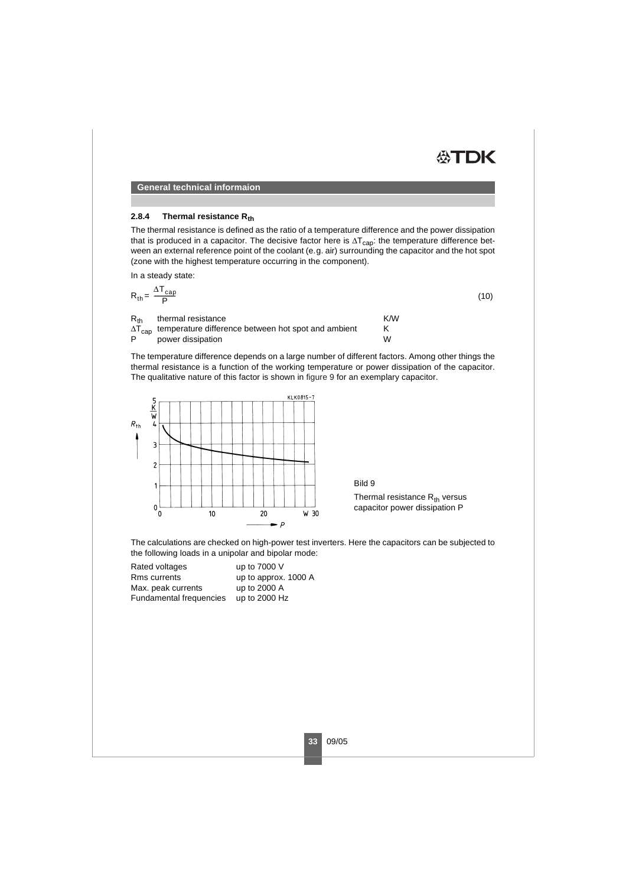## General technical informaion

### 2.8.4 Thermal resistance $R_{th}$

The thermal resistance is defined as the ratio of a temperature difference and the power dissipation that is produced in a capacitor. The decisive factor here is $\Delta T_{cap}$: the temperature difference between an external reference point of the coolant (e.g. air) surrounding the capacitor and the hot spot (zone with the highest temperature occurring in the component).

In a steady state:

$$R_{th} = \frac{\Delta T_{cap}}{P} \qquad (10)$$

| | | |
|---|---|---|
| $R_{th}$ | thermal resistance | K/W |
| $\Delta T_{cap}$ | temperature difference between hot spot and ambient | K |
| P | power dissipation | W |

The temperature difference depends on a large number of different factors. Among other things the thermal resistance is a function of the working temperature or power dissipation of the capacitor. The qualitative nature of this factor is shown in figure 9 for an exemplary capacitor.

Bild 9

Thermal resistance $R_{th}$ versus capacitor power dissipation P

The calculations are checked on high-power test inverters. Here the capacitors can be subjected to the following loads in a unipolar and bipolar mode:

| | |
|---|---|
| Rated voltages | up to 7000 V |
| Rms currents | up to approx. 1000 A |
| Max. peak currents | up to 2000 A |
| Fundamental frequencies | up to 2000 Hz |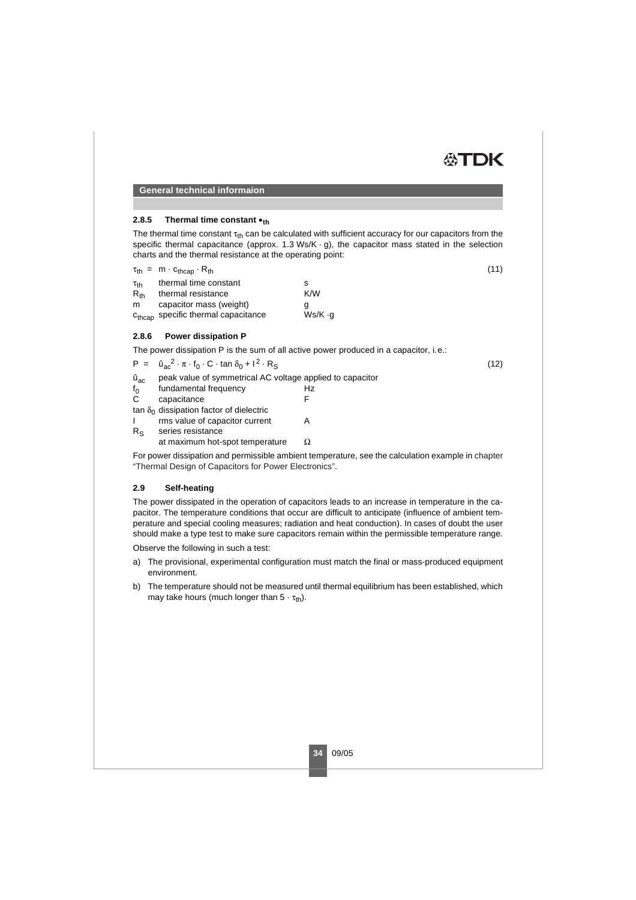**General technical informaion**

### 2.8.5 Thermal time constant $\tau_{th}$

The thermal time constant $\tau_{th}$ can be calculated with sufficient accuracy for our capacitors from the specific thermal capacitance (approx. 1.3 Ws/K · g), the capacitor mass stated in the selection charts and the thermal resistance at the operating point:

$$\tau_{th} = m \cdot c_{thcap} \cdot R_{th} \qquad (11)$$

| | | |
|---|---|---|
| $\tau_{th}$ | thermal time constant | s |
| $R_{th}$ | thermal resistance | K/W |
| m | capacitor mass (weight) | g |
| $c_{thcap}$ | specific thermal capacitance | Ws/K ·g |

### 2.8.6 Power dissipation P

The power dissipation P is the sum of all active power produced in a capacitor, i.e.:

$$P = \hat{u}_{ac}^2 \cdot \pi \cdot f_0 \cdot C \cdot \tan \delta_0 + I^2 \cdot R_S \qquad (12)$$

| | | |
|---|---|---|
| $\hat{u}_{ac}$ | peak value of symmetrical AC voltage applied to capacitor | |
| $f_0$ | fundamental frequency | Hz |
| C | capacitance | F |
| $\tan \delta_0$ | dissipation factor of dielectric | |
| I | rms value of capacitor current | A |
| $R_S$ | series resistance at maximum hot-spot temperature | $\Omega$ |

For power dissipation and permissible ambient temperature, see the calculation example in chapter "Thermal Design of Capacitors for Power Electronics".

## 2.9 Self-heating

The power dissipated in the operation of capacitors leads to an increase in temperature in the capacitor. The temperature conditions that occur are difficult to anticipate (influence of ambient temperature and special cooling measures; radiation and heat conduction). In cases of doubt the user should make a type test to make sure capacitors remain within the permissible temperature range.

Observe the following in such a test:

a) The provisional, experimental configuration must match the final or mass-produced equipment environment.

b) The temperature should not be measured until thermal equilibrium has been established, which may take hours (much longer than $5 \cdot \tau_{th}$).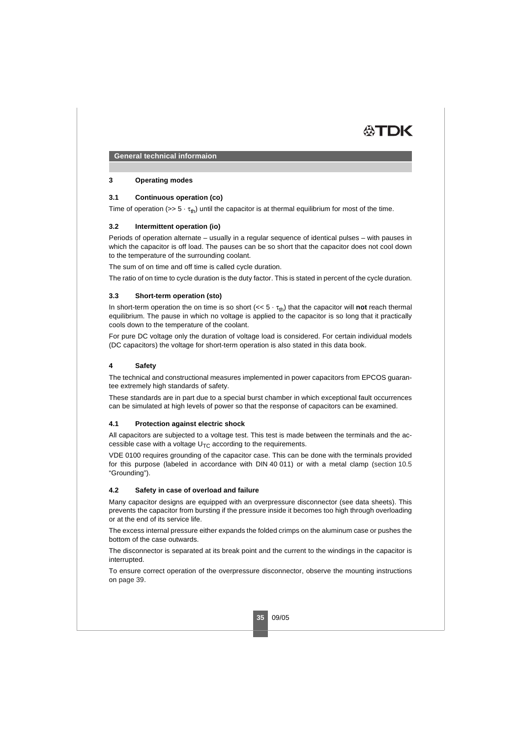## General technical informaion

### 3 Operating modes

#### 3.1 Continuous operation (co)

Time of operation (>> $5 \cdot \tau_{th}$) until the capacitor is at thermal equilibrium for most of the time.

#### 3.2 Intermittent operation (io)

Periods of operation alternate – usually in a regular sequence of identical pulses – with pauses in which the capacitor is off load. The pauses can be so short that the capacitor does not cool down to the temperature of the surrounding coolant.

The sum of on time and off time is called cycle duration.

The ratio of on time to cycle duration is the duty factor. This is stated in percent of the cycle duration.

#### 3.3 Short-term operation (sto)

In short-term operation the on time is so short (<< $5 \cdot \tau_{th}$) that the capacitor will **not** reach thermal equilibrium. The pause in which no voltage is applied to the capacitor is so long that it practically cools down to the temperature of the coolant.

For pure DC voltage only the duration of voltage load is considered. For certain individual models (DC capacitors) the voltage for short-term operation is also stated in this data book.

### 4 Safety

The technical and constructional measures implemented in power capacitors from EPCOS guarantee extremely high standards of safety.

These standards are in part due to a special burst chamber in which exceptional fault occurrences can be simulated at high levels of power so that the response of capacitors can be examined.

#### 4.1 Protection against electric shock

All capacitors are subjected to a voltage test. This test is made between the terminals and the accessible case with a voltage $U_{TC}$ according to the requirements.

VDE 0100 requires grounding of the capacitor case. This can be done with the terminals provided for this purpose (labeled in accordance with DIN 40 011) or with a metal clamp (section 10.5 "Grounding").

#### 4.2 Safety in case of overload and failure

Many capacitor designs are equipped with an overpressure disconnector (see data sheets). This prevents the capacitor from bursting if the pressure inside it becomes too high through overloading or at the end of its service life.

The excess internal pressure either expands the folded crimps on the aluminum case or pushes the bottom of the case outwards.

The disconnector is separated at its break point and the current to the windings in the capacitor is interrupted.

To ensure correct operation of the overpressure disconnector, observe the mounting instructions on page 39.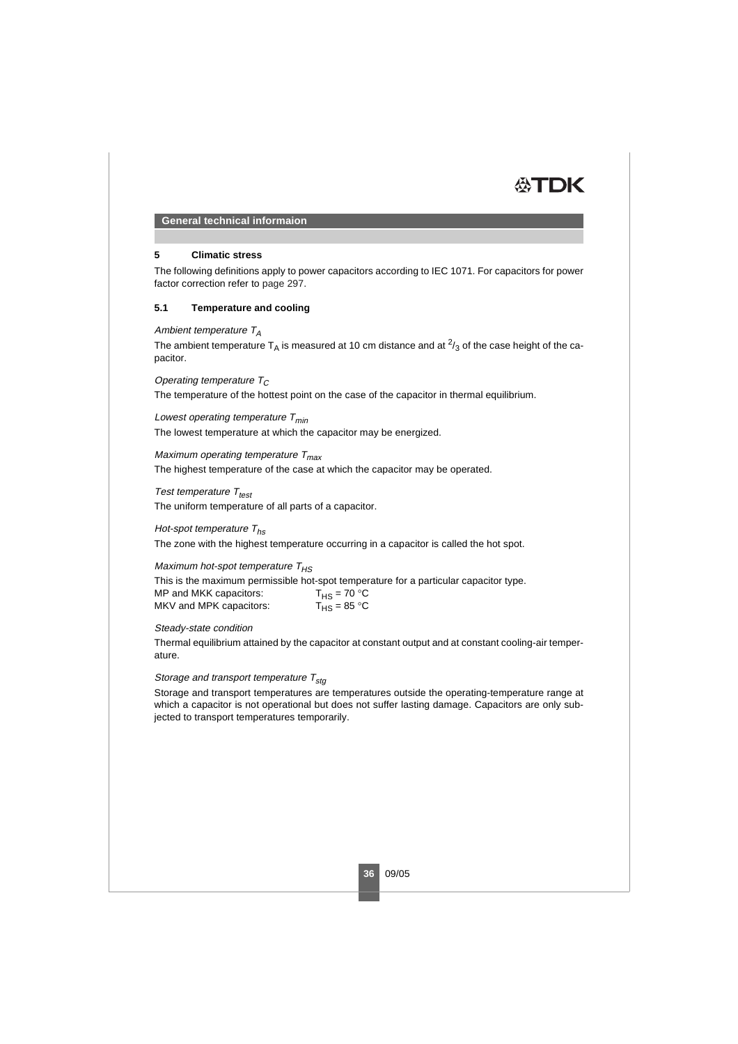## General technical informaion

### 5 Climatic stress

The following definitions apply to power capacitors according to IEC 1071. For capacitors for power factor correction refer to page 297.

#### 5.1 Temperature and cooling

*Ambient temperature $T_A$*

The ambient temperature $T_A$ is measured at 10 cm distance and at $^2/_3$ of the case height of the capacitor.

*Operating temperature $T_C$*

The temperature of the hottest point on the case of the capacitor in thermal equilibrium.

*Lowest operating temperature $T_{min}$*

The lowest temperature at which the capacitor may be energized.

*Maximum operating temperature $T_{max}$*

The highest temperature of the case at which the capacitor may be operated.

*Test temperature $T_{test}$*

The uniform temperature of all parts of a capacitor.

*Hot-spot temperature $T_{hs}$*

The zone with the highest temperature occurring in a capacitor is called the hot spot.

*Maximum hot-spot temperature $T_{HS}$*

This is the maximum permissible hot-spot temperature for a particular capacitor type.

MP and MKK capacitors: $T_{HS}$ = 70 °C
MKV and MPK capacitors: $T_{HS}$ = 85 °C

*Steady-state condition*

Thermal equilibrium attained by the capacitor at constant output and at constant cooling-air temperature.

*Storage and transport temperature $T_{stg}$*

Storage and transport temperatures are temperatures outside the operating-temperature range at which a capacitor is not operational but does not suffer lasting damage. Capacitors are only subjected to transport temperatures temporarily.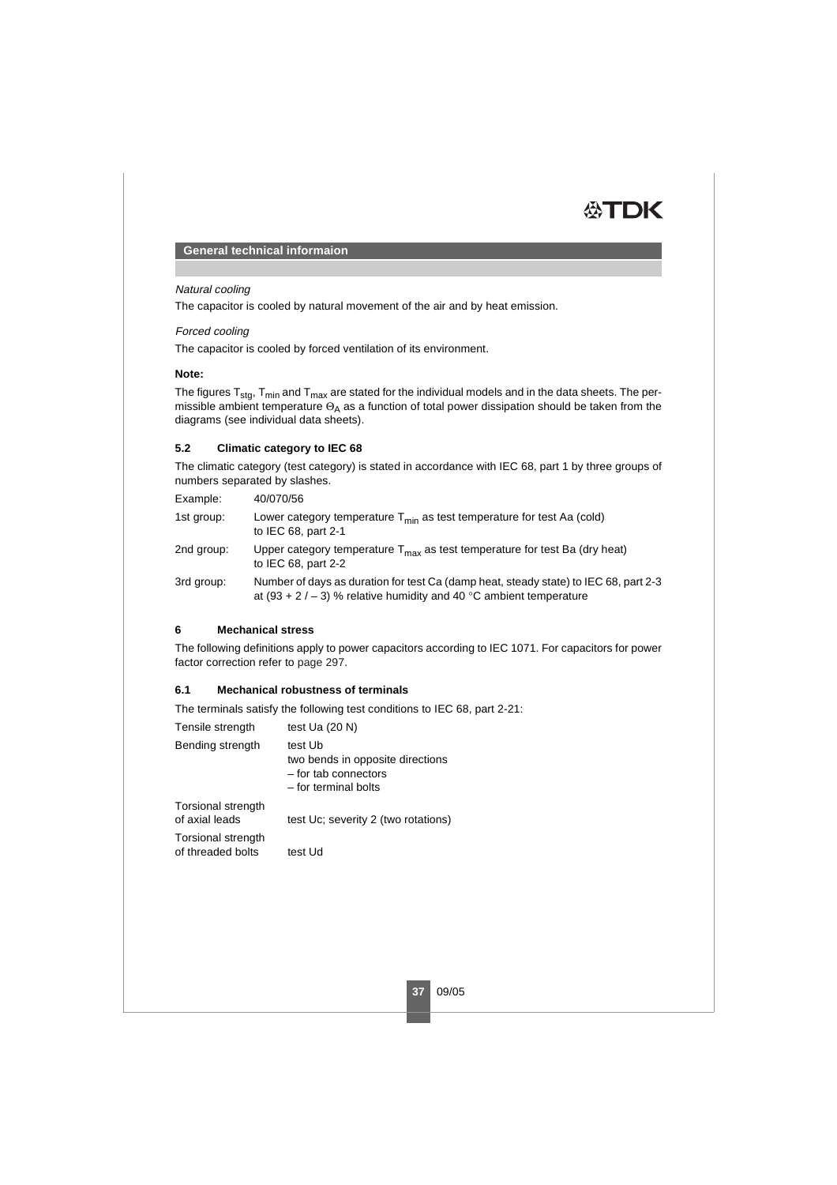## General technical informaion

*Natural cooling*

The capacitor is cooled by natural movement of the air and by heat emission.

*Forced cooling*

The capacitor is cooled by forced ventilation of its environment.

**Note:**

The figures $T_{stg}$, $T_{min}$ and $T_{max}$ are stated for the individual models and in the data sheets. The permissible ambient temperature $\Theta_A$ as a function of total power dissipation should be taken from the diagrams (see individual data sheets).

### 5.2 Climatic category to IEC 68

The climatic category (test category) is stated in accordance with IEC 68, part 1 by three groups of numbers separated by slashes.

| | |
|---|---|
| Example: | 40/070/56 |
| 1st group: | Lower category temperature $T_{min}$ as test temperature for test Aa (cold) to IEC 68, part 2-1 |
| 2nd group: | Upper category temperature $T_{max}$ as test temperature for test Ba (dry heat) to IEC 68, part 2-2 |
| 3rd group: | Number of days as duration for test Ca (damp heat, steady state) to IEC 68, part 2-3 at (93 + 2 / – 3) % relative humidity and 40 °C ambient temperature |

### 6 Mechanical stress

The following definitions apply to power capacitors according to IEC 1071. For capacitors for power factor correction refer to page 297.

### 6.1 Mechanical robustness of terminals

The terminals satisfy the following test conditions to IEC 68, part 2-21:

| | |
|---|---|
| Tensile strength | test Ua (20 N) |
| Bending strength | test Ub<br>two bends in opposite directions<br>– for tab connectors<br>– for terminal bolts |
| Torsional strength of axial leads | test Uc; severity 2 (two rotations) |
| Torsional strength of threaded bolts | test Ud |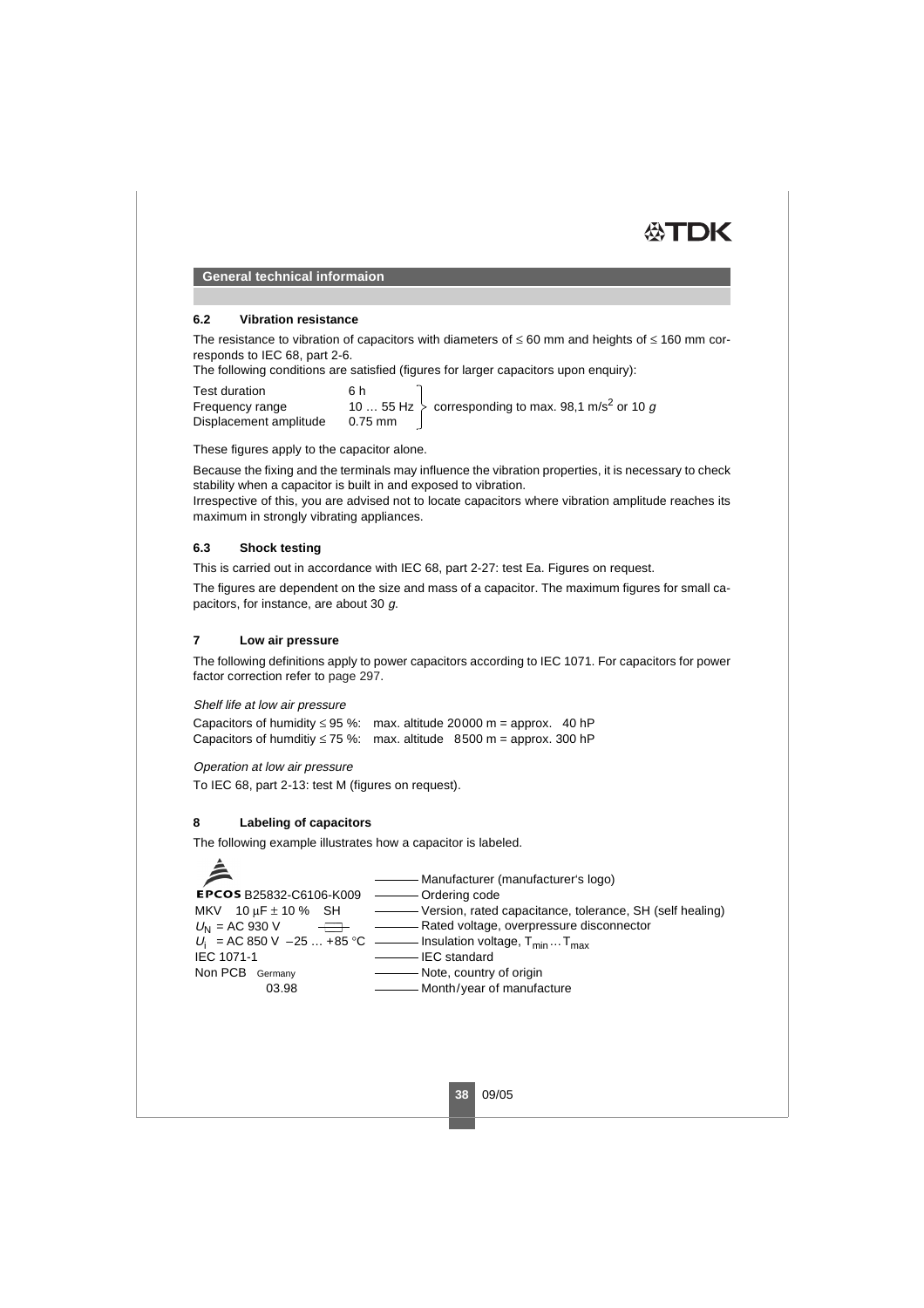General technical informaion

### 6.2 Vibration resistance

The resistance to vibration of capacitors with diameters of ≤ 60 mm and heights of ≤ 160 mm corresponds to IEC 68, part 2-6.
The following conditions are satisfied (figures for larger capacitors upon enquiry):

| | | |
|---|---|---|
| Test duration | 6 h | |
| Frequency range | 10 … 55 Hz | corresponding to max. 98,1 $m/s^2$ or 10 *g* |
| Displacement amplitude | 0.75 mm | |

These figures apply to the capacitor alone.

Because the fixing and the terminals may influence the vibration properties, it is necessary to check stability when a capacitor is built in and exposed to vibration.
Irrespective of this, you are advised not to locate capacitors where vibration amplitude reaches its maximum in strongly vibrating appliances.

### 6.3 Shock testing

This is carried out in accordance with IEC 68, part 2-27: test Ea. Figures on request.

The figures are dependent on the size and mass of a capacitor. The maximum figures for small capacitors, for instance, are about 30 *g*.

## 7 Low air pressure

The following definitions apply to power capacitors according to IEC 1071. For capacitors for power factor correction refer to page 297.

*Shelf life at low air pressure*

Capacitors of humidity ≤ 95 %: max. altitude 20000 m = approx. 40 hP
Capacitors of humditiy ≤ 75 %: max. altitude 8500 m = approx. 300 hP

*Operation at low air pressure*

To IEC 68, part 2-13: test M (figures on request).

## 8 Labeling of capacitors

The following example illustrates how a capacitor is labeled.

| Label | Meaning |
|---|---|
| (logo) | Manufacturer (manufacturer's logo) |
| EPCOS B25832-C6106-K009 | Ordering code |
| MKV 10 µF ± 10 % SH | Version, rated capacitance, tolerance, SH (self healing) |
| $U_N$ = AC 930 V (symbol) | Rated voltage, overpressure disconnector |
| $U_i$ = AC 850 V –25 … +85 °C | Insulation voltage, $T_{min} \dots T_{max}$ |
| IEC 1071-1 | IEC standard |
| Non PCB Germany | Note, country of origin |
| 03.98 | Month/year of manufacture |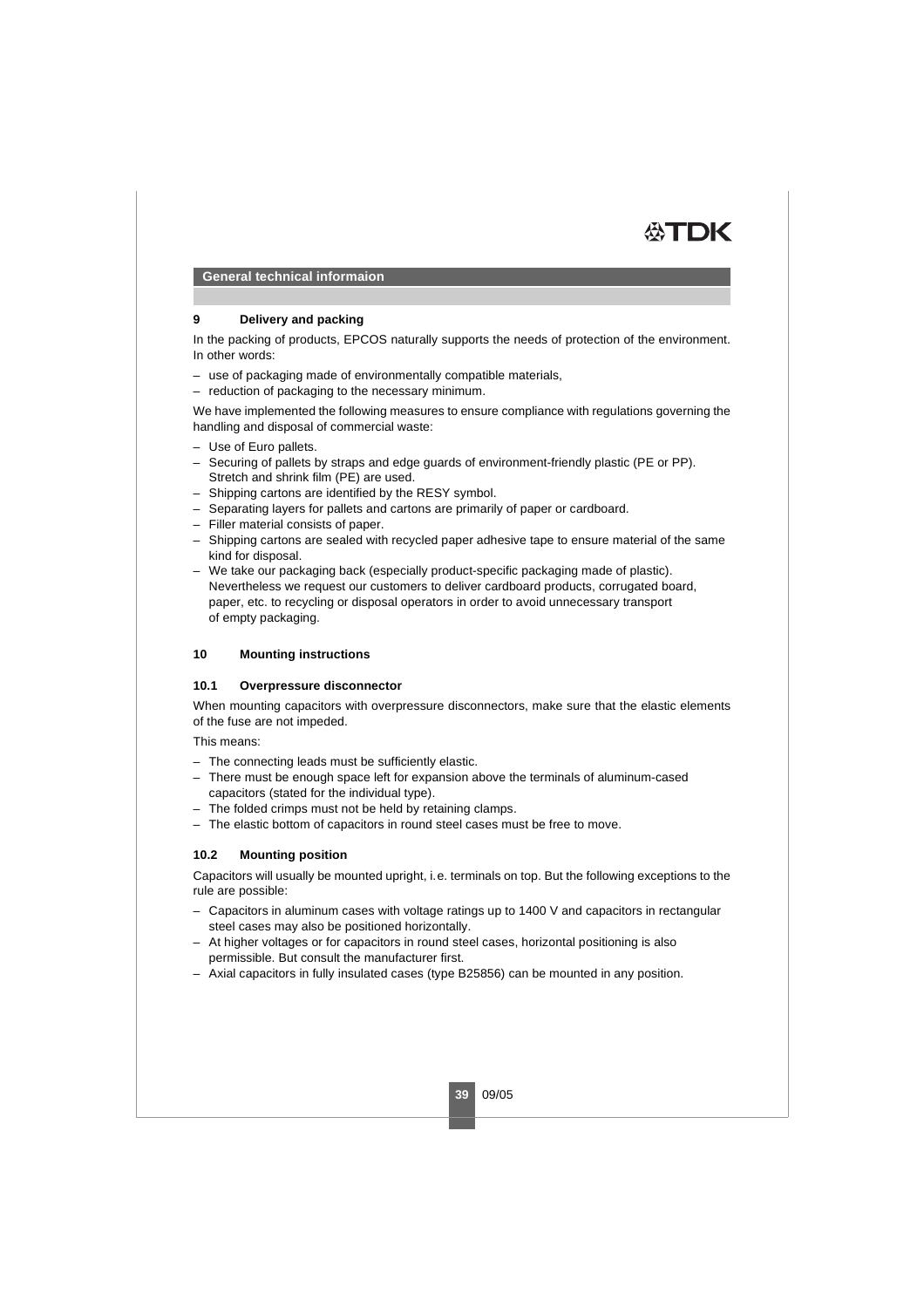## 9 Delivery and packing

In the packing of products, EPCOS naturally supports the needs of protection of the environment. In other words:

- use of packaging made of environmentally compatible materials,
- reduction of packaging to the necessary minimum.

We have implemented the following measures to ensure compliance with regulations governing the handling and disposal of commercial waste:

- Use of Euro pallets.
- Securing of pallets by straps and edge guards of environment-friendly plastic (PE or PP). Stretch and shrink film (PE) are used.
- Shipping cartons are identified by the RESY symbol.
- Separating layers for pallets and cartons are primarily of paper or cardboard.
- Filler material consists of paper.
- Shipping cartons are sealed with recycled paper adhesive tape to ensure material of the same kind for disposal.
- We take our packaging back (especially product-specific packaging made of plastic). Nevertheless we request our customers to deliver cardboard products, corrugated board, paper, etc. to recycling or disposal operators in order to avoid unnecessary transport of empty packaging.

## 10 Mounting instructions

### 10.1 Overpressure disconnector

When mounting capacitors with overpressure disconnectors, make sure that the elastic elements of the fuse are not impeded.

This means:

- The connecting leads must be sufficiently elastic.
- There must be enough space left for expansion above the terminals of aluminum-cased capacitors (stated for the individual type).
- The folded crimps must not be held by retaining clamps.
- The elastic bottom of capacitors in round steel cases must be free to move.

### 10.2 Mounting position

Capacitors will usually be mounted upright, i. e. terminals on top. But the following exceptions to the rule are possible:

- Capacitors in aluminum cases with voltage ratings up to 1400 V and capacitors in rectangular steel cases may also be positioned horizontally.
- At higher voltages or for capacitors in round steel cases, horizontal positioning is also permissible. But consult the manufacturer first.
- Axial capacitors in fully insulated cases (type B25856) can be mounted in any position.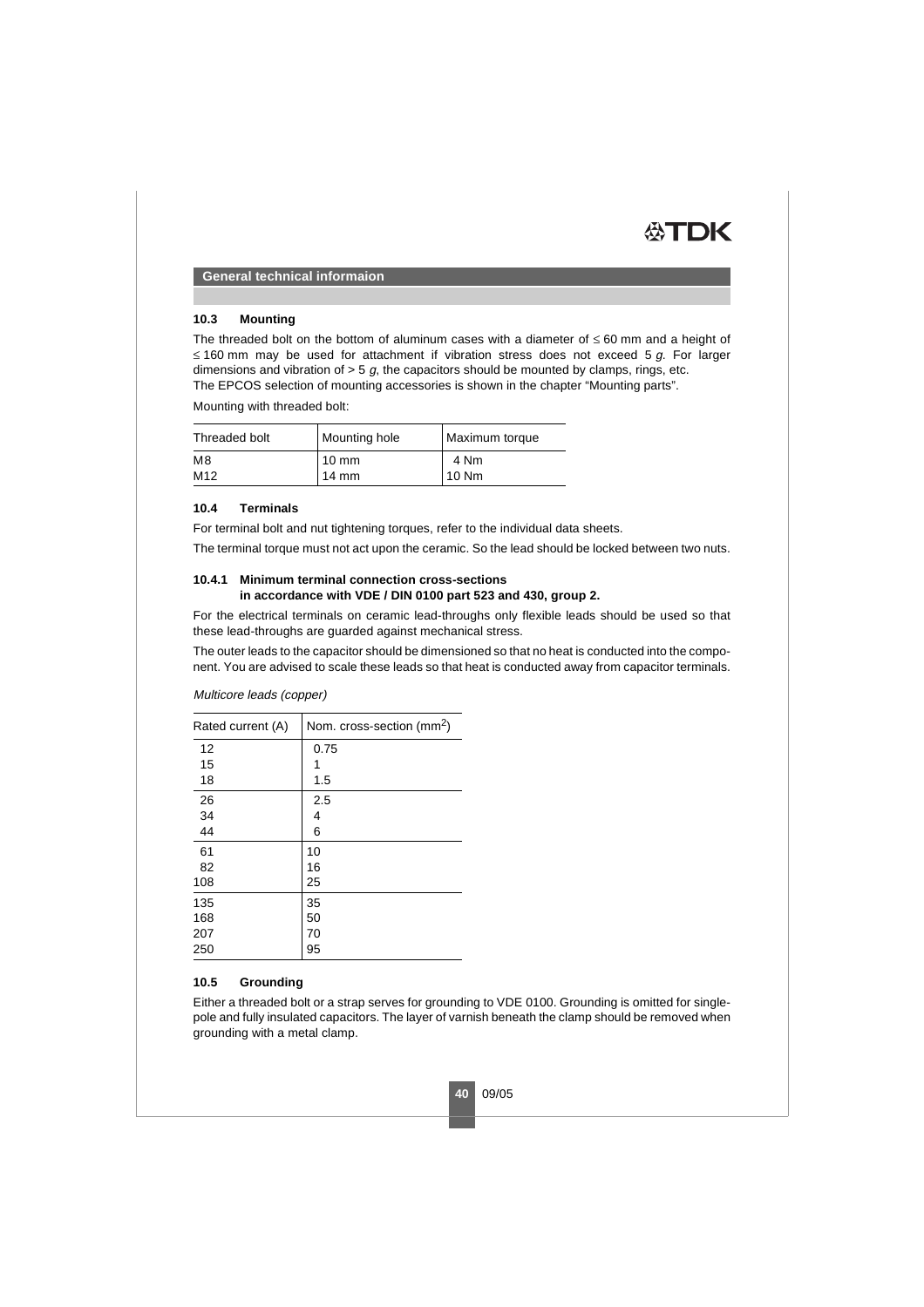## 10.3 Mounting

The threaded bolt on the bottom of aluminum cases with a diameter of ≤ 60 mm and a height of ≤ 160 mm may be used for attachment if vibration stress does not exceed 5 *g*. For larger dimensions and vibration of > 5 *g*, the capacitors should be mounted by clamps, rings, etc.
The EPCOS selection of mounting accessories is shown in the chapter "Mounting parts".

Mounting with threaded bolt:

| Threaded bolt | Mounting hole | Maximum torque |
|---|---|---|
| M8 | 10 mm | 4 Nm |
| M12 | 14 mm | 10 Nm |

## 10.4 Terminals

For terminal bolt and nut tightening torques, refer to the individual data sheets.

The terminal torque must not act upon the ceramic. So the lead should be locked between two nuts.

### 10.4.1 Minimum terminal connection cross-sections in accordance with VDE / DIN 0100 part 523 and 430, group 2.

For the electrical terminals on ceramic lead-throughs only flexible leads should be used so that these lead-throughs are guarded against mechanical stress.

The outer leads to the capacitor should be dimensioned so that no heat is conducted into the component. You are advised to scale these leads so that heat is conducted away from capacitor terminals.

*Multicore leads (copper)*

| Rated current (A) | Nom. cross-section (mm$^2$) |
|---|---|
| 12 | 0.75 |
| 15 | 1 |
| 18 | 1.5 |
| 26 | 2.5 |
| 34 | 4 |
| 44 | 6 |
| 61 | 10 |
| 82 | 16 |
| 108 | 25 |
| 135 | 35 |
| 168 | 50 |
| 207 | 70 |
| 250 | 95 |

## 10.5 Grounding

Either a threaded bolt or a strap serves for grounding to VDE 0100. Grounding is omitted for single-pole and fully insulated capacitors. The layer of varnish beneath the clamp should be removed when grounding with a metal clamp.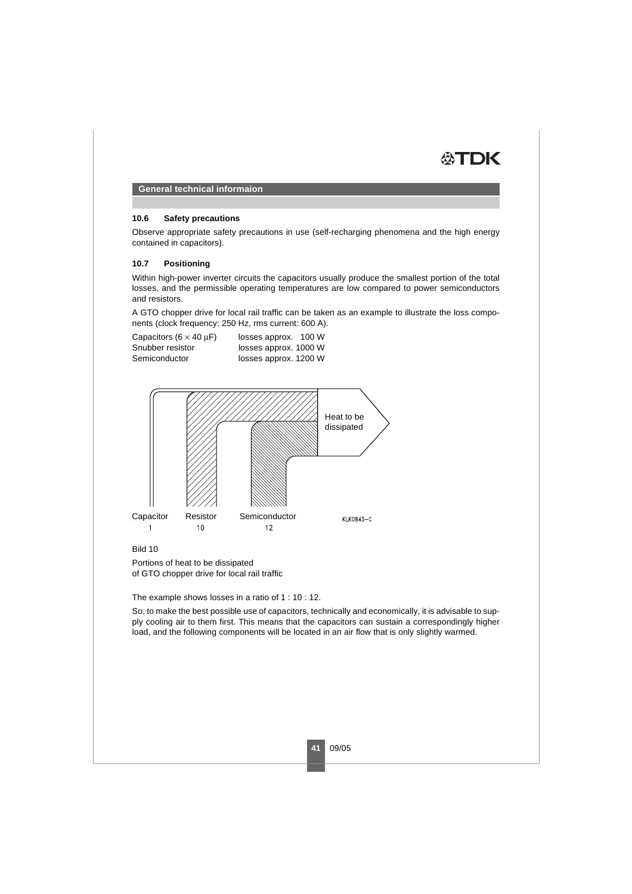**General technical informaion**

### 10.6 Safety precautions

Observe appropriate safety precautions in use (self-recharging phenomena and the high energy contained in capacitors).

### 10.7 Positioning

Within high-power inverter circuits the capacitors usually produce the smallest portion of the total losses, and the permissible operating temperatures are low compared to power semiconductors and resistors.

A GTO chopper drive for local rail traffic can be taken as an example to illustrate the loss components (clock frequency: 250 Hz, rms current: 600 A).

| | |
|---|---|
| Capacitors ($6 \times 40$ µF) | losses approx. 100 W |
| Snubber resistor | losses approx. 1000 W |
| Semiconductor | losses approx. 1200 W |

Heat to be dissipated

Capacitor 1 — Resistor 10 — Semiconductor 12

KLK0843-C

Bild 10

Portions of heat to be dissipated
of GTO chopper drive for local rail traffic

The example shows losses in a ratio of 1 : 10 : 12.

So, to make the best possible use of capacitors, technically and economically, it is advisable to supply cooling air to them first. This means that the capacitors can sustain a correspondingly higher load, and the following components will be located in an air flow that is only slightly warmed.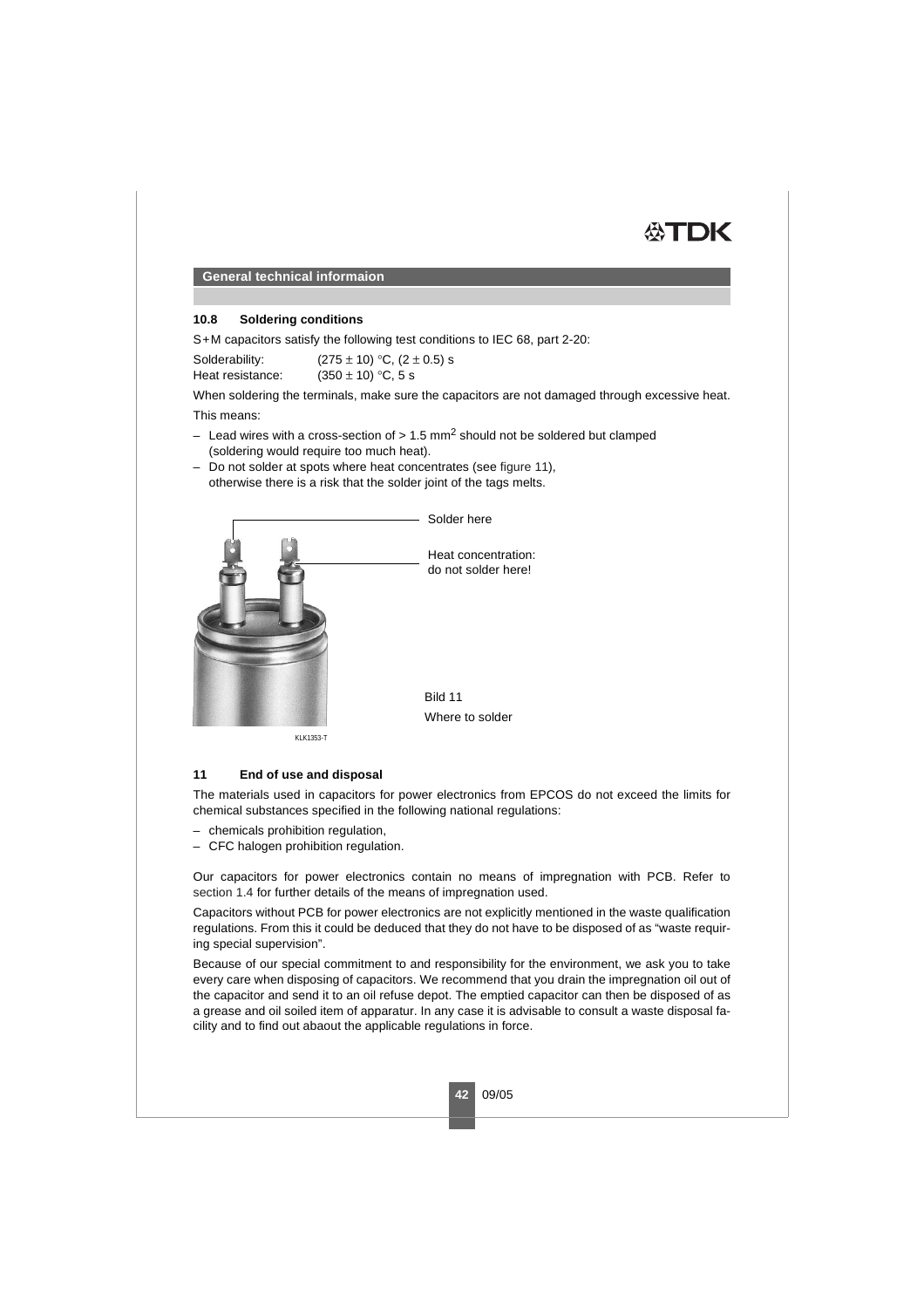## General technical informaion

### 10.8 Soldering conditions

S+M capacitors satisfy the following test conditions to IEC 68, part 2-20:

Solderability: $(275 \pm 10)$ °C, $(2 \pm 0.5)$ s
Heat resistance: $(350 \pm 10)$ °C, 5 s

When soldering the terminals, make sure the capacitors are not damaged through excessive heat.

This means:

- Lead wires with a cross-section of > 1.5 $mm^2$ should not be soldered but clamped (soldering would require too much heat).
- Do not solder at spots where heat concentrates (see figure 11), otherwise there is a risk that the solder joint of the tags melts.

Solder here

Heat concentration: do not solder here!

KLK1353-T

Bild 11
Where to solder

## 11 End of use and disposal

The materials used in capacitors for power electronics from EPCOS do not exceed the limits for chemical substances specified in the following national regulations:

- chemicals prohibition regulation,
- CFC halogen prohibition regulation.

Our capacitors for power electronics contain no means of impregnation with PCB. Refer to section 1.4 for further details of the means of impregnation used.

Capacitors without PCB for power electronics are not explicitly mentioned in the waste qualification regulations. From this it could be deduced that they do not have to be disposed of as "waste requiring special supervision".

Because of our special commitment to and responsibility for the environment, we ask you to take every care when disposing of capacitors. We recommend that you drain the impregnation oil out of the capacitor and send it to an oil refuse depot. The emptied capacitor can then be disposed of as a grease and oil soiled item of apparatur. In any case it is advisable to consult a waste disposal facility and to find out abaout the applicable regulations in force.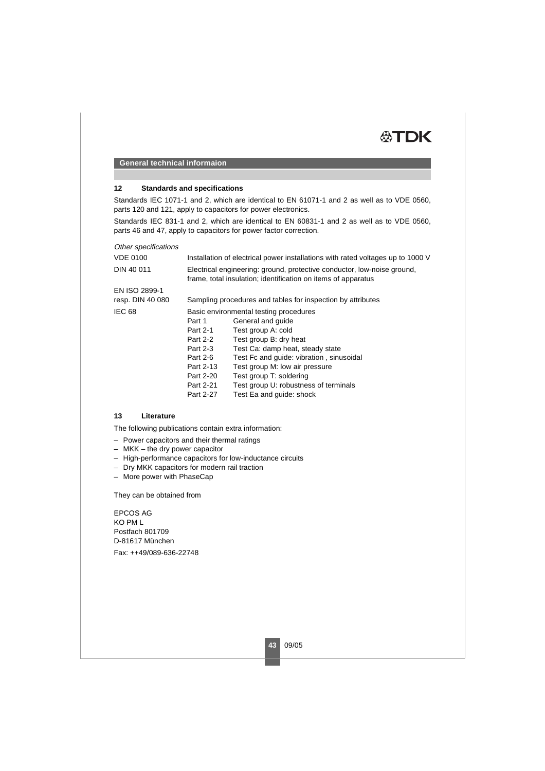## 12 Standards and specifications

Standards IEC 1071-1 and 2, which are identical to EN 61071-1 and 2 as well as to VDE 0560, parts 120 and 121, apply to capacitors for power electronics.

Standards IEC 831-1 and 2, which are identical to EN 60831-1 and 2 as well as to VDE 0560, parts 46 and 47, apply to capacitors for power factor correction.

*Other specifications*

| | | |
|---|---|---|
| VDE 0100 | Installation of electrical power installations with rated voltages up to 1000 V | |
| DIN 40 011 | Electrical engineering: ground, protective conductor, low-noise ground, frame, total insulation; identification on items of apparatus | |
| EN ISO 2899-1 resp. DIN 40 080 | Sampling procedures and tables for inspection by attributes | |
| IEC 68 | Basic environmental testing procedures | |
| | Part 1 | General and guide |
| | Part 2-1 | Test group A: cold |
| | Part 2-2 | Test group B: dry heat |
| | Part 2-3 | Test Ca: damp heat, steady state |
| | Part 2-6 | Test Fc and guide: vibration , sinusoidal |
| | Part 2-13 | Test group M: low air pressure |
| | Part 2-20 | Test group T: soldering |
| | Part 2-21 | Test group U: robustness of terminals |
| | Part 2-27 | Test Ea and guide: shock |

## 13 Literature

The following publications contain extra information:

- Power capacitors and their thermal ratings
- MKK – the dry power capacitor
- High-performance capacitors for low-inductance circuits
- Dry MKK capacitors for modern rail traction
- More power with PhaseCap

They can be obtained from

EPCOS AG
KO PM L
Postfach 801709
D-81617 München

Fax: ++49/089-636-22748